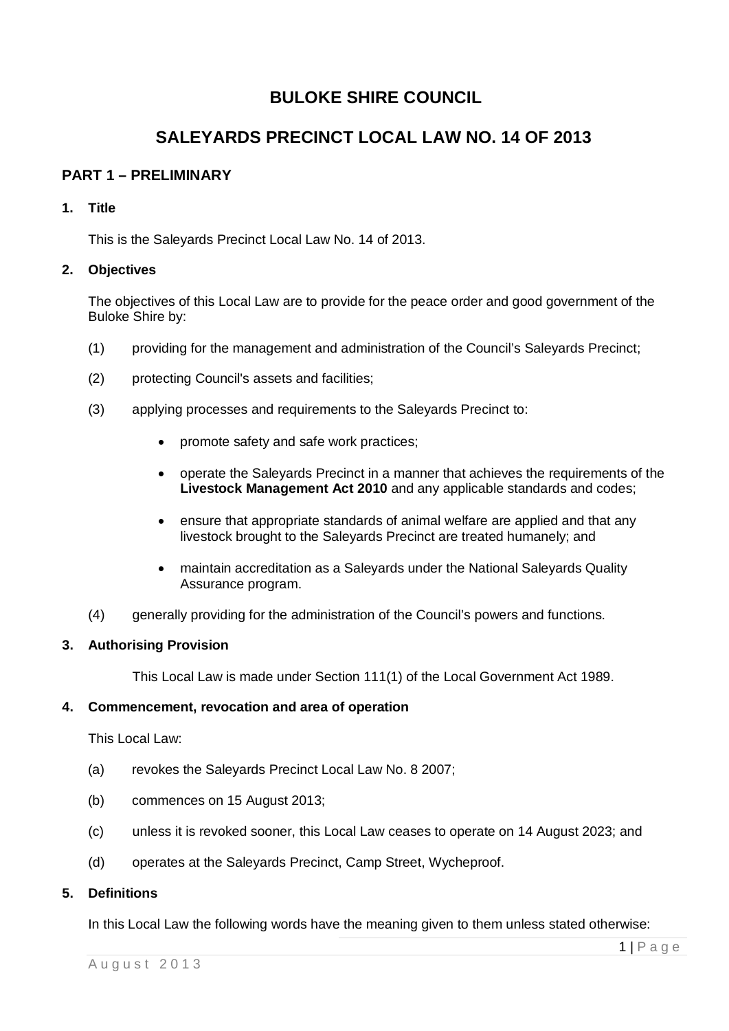# BULOKE SHIRE COUNCIL

# SALEYARDS PRECINCT LOCAL LAW NO. 14 OF 2013

## PART 1 – PRELIMINARY

### 1. Title

This is the Saleyards Precinct Local Law No. 14 of 2013.

### 2. Objectives

The objectives of this Local Law are to provide for the peace order and good government of the Buloke Shire by:

(1) providing for the management and administration of the Council's Saleyards Precinct;

(2) protecting Council's assets and facilities;

(3) applying processes and requirements to the Saleyards Precinct to:

- promote safety and safe work practices;
- operate the Saleyards Precinct in a manner that achieves the requirements of the **Livestock Management Act 2010** and any applicable standards and codes;
- ensure that appropriate standards of animal welfare are applied and that any livestock brought to the Saleyards Precinct are treated humanely; and
- maintain accreditation as a Saleyards under the National Saleyards Quality Assurance program.

(4) generally providing for the administration of the Council's powers and functions.

### 3. Authorising Provision

This Local Law is made under Section 111(1) of the Local Government Act 1989.

### 4. Commencement, revocation and area of operation

This Local Law:

(a) revokes the Saleyards Precinct Local Law No. 8 2007;

(b) commences on 15 August 2013;

(c) unless it is revoked sooner, this Local Law ceases to operate on 14 August 2023; and

(d) operates at the Saleyards Precinct, Camp Street, Wycheproof.

### 5. Definitions

In this Local Law the following words have the meaning given to them unless stated otherwise: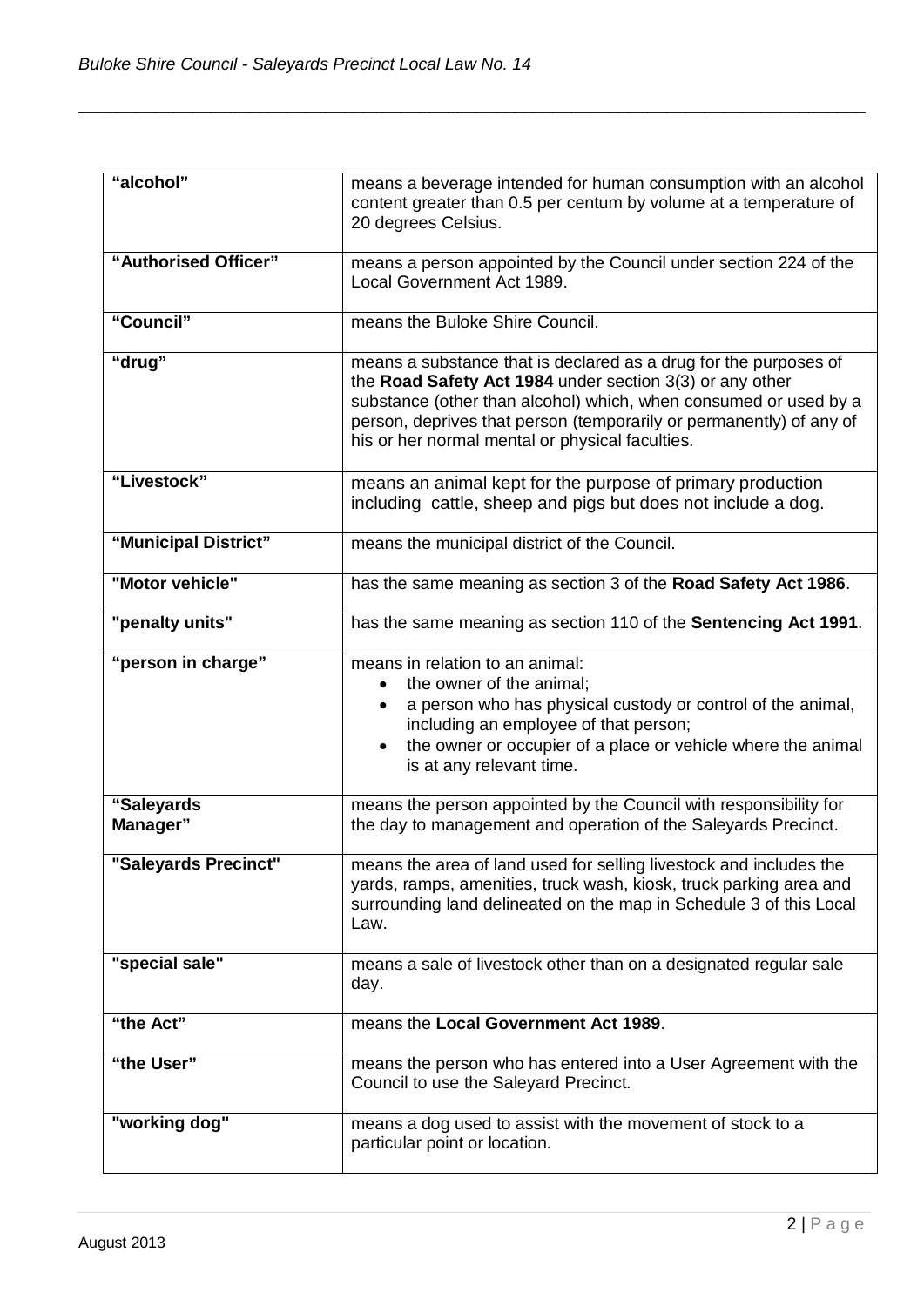| | |
|---|---|
| **"alcohol"** | means a beverage intended for human consumption with an alcohol content greater than 0.5 per centum by volume at a temperature of 20 degrees Celsius. |
| **"Authorised Officer"** | means a person appointed by the Council under section 224 of the Local Government Act 1989. |
| **"Council"** | means the Buloke Shire Council. |
| **"drug"** | means a substance that is declared as a drug for the purposes of the **Road Safety Act 1984** under section 3(3) or any other substance (other than alcohol) which, when consumed or used by a person, deprives that person (temporarily or permanently) of any of his or her normal mental or physical faculties. |
| **"Livestock"** | means an animal kept for the purpose of primary production including cattle, sheep and pigs but does not include a dog. |
| **"Municipal District"** | means the municipal district of the Council. |
| **"Motor vehicle"** | has the same meaning as section 3 of the **Road Safety Act 1986**. |
| **"penalty units"** | has the same meaning as section 110 of the **Sentencing Act 1991**. |
| **"person in charge"** | means in relation to an animal: <br>• the owner of the animal; <br>• a person who has physical custody or control of the animal, including an employee of that person; <br>• the owner or occupier of a place or vehicle where the animal is at any relevant time. |
| **"Saleyards Manager"** | means the person appointed by the Council with responsibility for the day to management and operation of the Saleyards Precinct. |
| **"Saleyards Precinct"** | means the area of land used for selling livestock and includes the yards, ramps, amenities, truck wash, kiosk, truck parking area and surrounding land delineated on the map in Schedule 3 of this Local Law. |
| **"special sale"** | means a sale of livestock other than on a designated regular sale day. |
| **"the Act"** | means the **Local Government Act 1989**. |
| **"the User"** | means the person who has entered into a User Agreement with the Council to use the Saleyard Precinct. |
| **"working dog"** | means a dog used to assist with the movement of stock to a particular point or location. |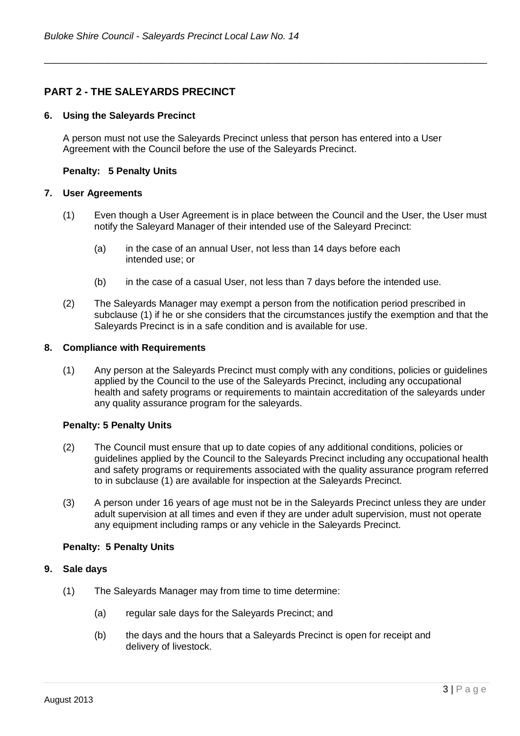## PART 2 - THE SALEYARDS PRECINCT

### 6. Using the Saleyards Precinct

A person must not use the Saleyards Precinct unless that person has entered into a User Agreement with the Council before the use of the Saleyards Precinct.

**Penalty: 5 Penalty Units**

### 7. User Agreements

(1) Even though a User Agreement is in place between the Council and the User, the User must notify the Saleyard Manager of their intended use of the Saleyard Precinct:

(a) in the case of an annual User, not less than 14 days before each intended use; or

(b) in the case of a casual User, not less than 7 days before the intended use.

(2) The Saleyards Manager may exempt a person from the notification period prescribed in subclause (1) if he or she considers that the circumstances justify the exemption and that the Saleyards Precinct is in a safe condition and is available for use.

### 8. Compliance with Requirements

(1) Any person at the Saleyards Precinct must comply with any conditions, policies or guidelines applied by the Council to the use of the Saleyards Precinct, including any occupational health and safety programs or requirements to maintain accreditation of the saleyards under any quality assurance program for the saleyards.

**Penalty: 5 Penalty Units**

(2) The Council must ensure that up to date copies of any additional conditions, policies or guidelines applied by the Council to the Saleyards Precinct including any occupational health and safety programs or requirements associated with the quality assurance program referred to in subclause (1) are available for inspection at the Saleyards Precinct.

(3) A person under 16 years of age must not be in the Saleyards Precinct unless they are under adult supervision at all times and even if they are under adult supervision, must not operate any equipment including ramps or any vehicle in the Saleyards Precinct.

**Penalty: 5 Penalty Units**

### 9. Sale days

(1) The Saleyards Manager may from time to time determine:

(a) regular sale days for the Saleyards Precinct; and

(b) the days and the hours that a Saleyards Precinct is open for receipt and delivery of livestock.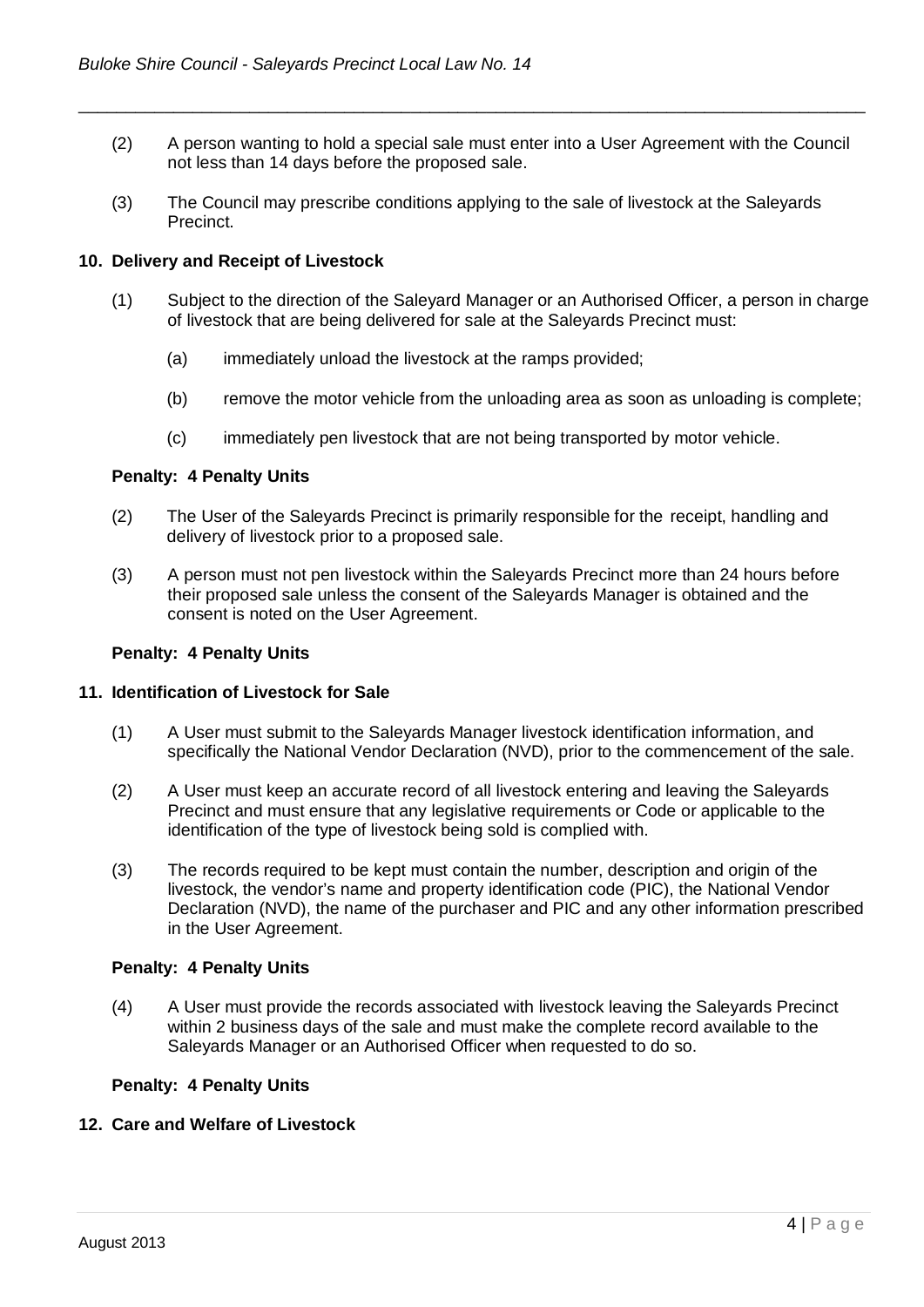(2) A person wanting to hold a special sale must enter into a User Agreement with the Council not less than 14 days before the proposed sale.

(3) The Council may prescribe conditions applying to the sale of livestock at the Saleyards Precinct.

## 10. Delivery and Receipt of Livestock

(1) Subject to the direction of the Saleyard Manager or an Authorised Officer, a person in charge of livestock that are being delivered for sale at the Saleyards Precinct must:

  (a) immediately unload the livestock at the ramps provided;

  (b) remove the motor vehicle from the unloading area as soon as unloading is complete;

  (c) immediately pen livestock that are not being transported by motor vehicle.

**Penalty: 4 Penalty Units**

(2) The User of the Saleyards Precinct is primarily responsible for the receipt, handling and delivery of livestock prior to a proposed sale.

(3) A person must not pen livestock within the Saleyards Precinct more than 24 hours before their proposed sale unless the consent of the Saleyards Manager is obtained and the consent is noted on the User Agreement.

**Penalty: 4 Penalty Units**

## 11. Identification of Livestock for Sale

(1) A User must submit to the Saleyards Manager livestock identification information, and specifically the National Vendor Declaration (NVD), prior to the commencement of the sale.

(2) A User must keep an accurate record of all livestock entering and leaving the Saleyards Precinct and must ensure that any legislative requirements or Code or applicable to the identification of the type of livestock being sold is complied with.

(3) The records required to be kept must contain the number, description and origin of the livestock, the vendor's name and property identification code (PIC), the National Vendor Declaration (NVD), the name of the purchaser and PIC and any other information prescribed in the User Agreement.

**Penalty: 4 Penalty Units**

(4) A User must provide the records associated with livestock leaving the Saleyards Precinct within 2 business days of the sale and must make the complete record available to the Saleyards Manager or an Authorised Officer when requested to do so.

**Penalty: 4 Penalty Units**

## 12. Care and Welfare of Livestock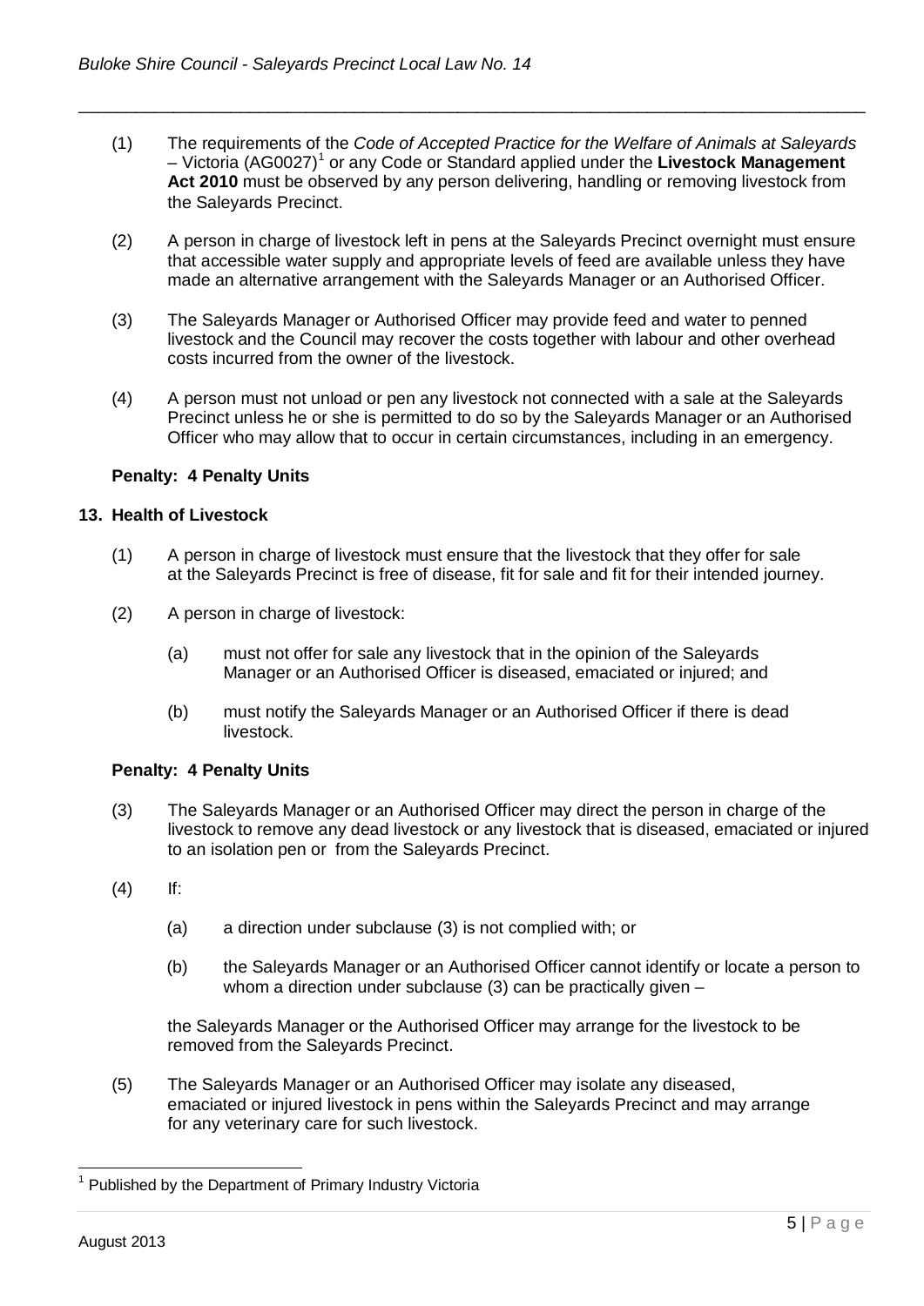(1) The requirements of the *Code of Accepted Practice for the Welfare of Animals at Saleyards* – Victoria (AG0027)[1] or any Code or Standard applied under the **Livestock Management Act 2010** must be observed by any person delivering, handling or removing livestock from the Saleyards Precinct.

(2) A person in charge of livestock left in pens at the Saleyards Precinct overnight must ensure that accessible water supply and appropriate levels of feed are available unless they have made an alternative arrangement with the Saleyards Manager or an Authorised Officer.

(3) The Saleyards Manager or Authorised Officer may provide feed and water to penned livestock and the Council may recover the costs together with labour and other overhead costs incurred from the owner of the livestock.

(4) A person must not unload or pen any livestock not connected with a sale at the Saleyards Precinct unless he or she is permitted to do so by the Saleyards Manager or an Authorised Officer who may allow that to occur in certain circumstances, including in an emergency.

**Penalty: 4 Penalty Units**

**13. Health of Livestock**

(1) A person in charge of livestock must ensure that the livestock that they offer for sale at the Saleyards Precinct is free of disease, fit for sale and fit for their intended journey.

(2) A person in charge of livestock:

(a) must not offer for sale any livestock that in the opinion of the Saleyards Manager or an Authorised Officer is diseased, emaciated or injured; and

(b) must notify the Saleyards Manager or an Authorised Officer if there is dead livestock.

**Penalty: 4 Penalty Units**

(3) The Saleyards Manager or an Authorised Officer may direct the person in charge of the livestock to remove any dead livestock or any livestock that is diseased, emaciated or injured to an isolation pen or from the Saleyards Precinct.

(4) If:

(a) a direction under subclause (3) is not complied with; or

(b) the Saleyards Manager or an Authorised Officer cannot identify or locate a person to whom a direction under subclause (3) can be practically given –

the Saleyards Manager or the Authorised Officer may arrange for the livestock to be removed from the Saleyards Precinct.

(5) The Saleyards Manager or an Authorised Officer may isolate any diseased, emaciated or injured livestock in pens within the Saleyards Precinct and may arrange for any veterinary care for such livestock.

---

[1] Published by the Department of Primary Industry Victoria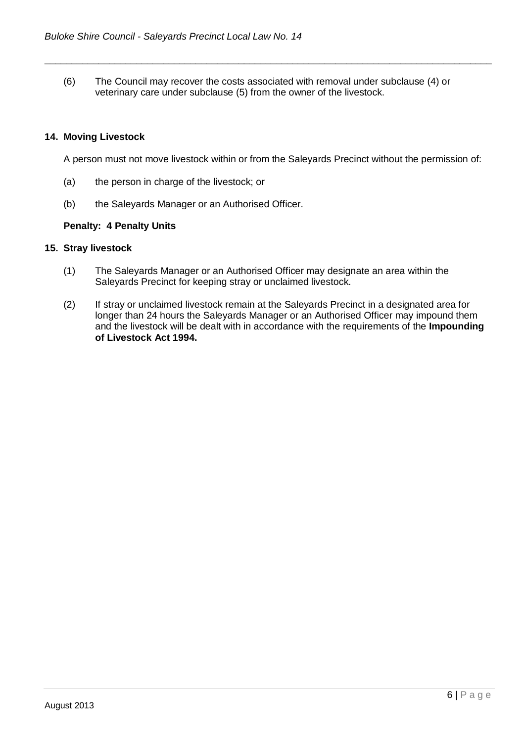(6) The Council may recover the costs associated with removal under subclause (4) or veterinary care under subclause (5) from the owner of the livestock.

## 14. Moving Livestock

A person must not move livestock within or from the Saleyards Precinct without the permission of:

(a) the person in charge of the livestock; or

(b) the Saleyards Manager or an Authorised Officer.

**Penalty: 4 Penalty Units**

## 15. Stray livestock

(1) The Saleyards Manager or an Authorised Officer may designate an area within the Saleyards Precinct for keeping stray or unclaimed livestock.

(2) If stray or unclaimed livestock remain at the Saleyards Precinct in a designated area for longer than 24 hours the Saleyards Manager or an Authorised Officer may impound them and the livestock will be dealt with in accordance with the requirements of the **Impounding of Livestock Act 1994.**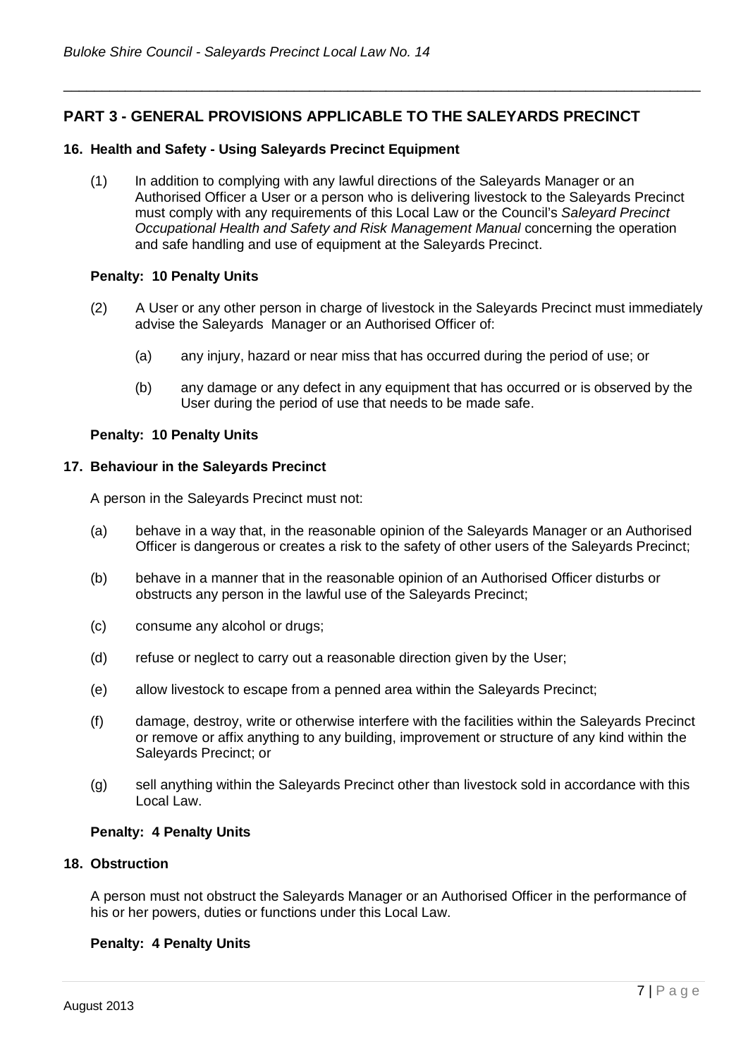## PART 3 - GENERAL PROVISIONS APPLICABLE TO THE SALEYARDS PRECINCT

### 16. Health and Safety - Using Saleyards Precinct Equipment

(1) In addition to complying with any lawful directions of the Saleyards Manager or an Authorised Officer a User or a person who is delivering livestock to the Saleyards Precinct must comply with any requirements of this Local Law or the Council's *Saleyard Precinct Occupational Health and Safety and Risk Management Manual* concerning the operation and safe handling and use of equipment at the Saleyards Precinct.

**Penalty: 10 Penalty Units**

(2) A User or any other person in charge of livestock in the Saleyards Precinct must immediately advise the Saleyards Manager or an Authorised Officer of:

(a) any injury, hazard or near miss that has occurred during the period of use; or

(b) any damage or any defect in any equipment that has occurred or is observed by the User during the period of use that needs to be made safe.

**Penalty: 10 Penalty Units**

### 17. Behaviour in the Saleyards Precinct

A person in the Saleyards Precinct must not:

(a) behave in a way that, in the reasonable opinion of the Saleyards Manager or an Authorised Officer is dangerous or creates a risk to the safety of other users of the Saleyards Precinct;

(b) behave in a manner that in the reasonable opinion of an Authorised Officer disturbs or obstructs any person in the lawful use of the Saleyards Precinct;

(c) consume any alcohol or drugs;

(d) refuse or neglect to carry out a reasonable direction given by the User;

(e) allow livestock to escape from a penned area within the Saleyards Precinct;

(f) damage, destroy, write or otherwise interfere with the facilities within the Saleyards Precinct or remove or affix anything to any building, improvement or structure of any kind within the Saleyards Precinct; or

(g) sell anything within the Saleyards Precinct other than livestock sold in accordance with this Local Law.

**Penalty: 4 Penalty Units**

### 18. Obstruction

A person must not obstruct the Saleyards Manager or an Authorised Officer in the performance of his or her powers, duties or functions under this Local Law.

**Penalty: 4 Penalty Units**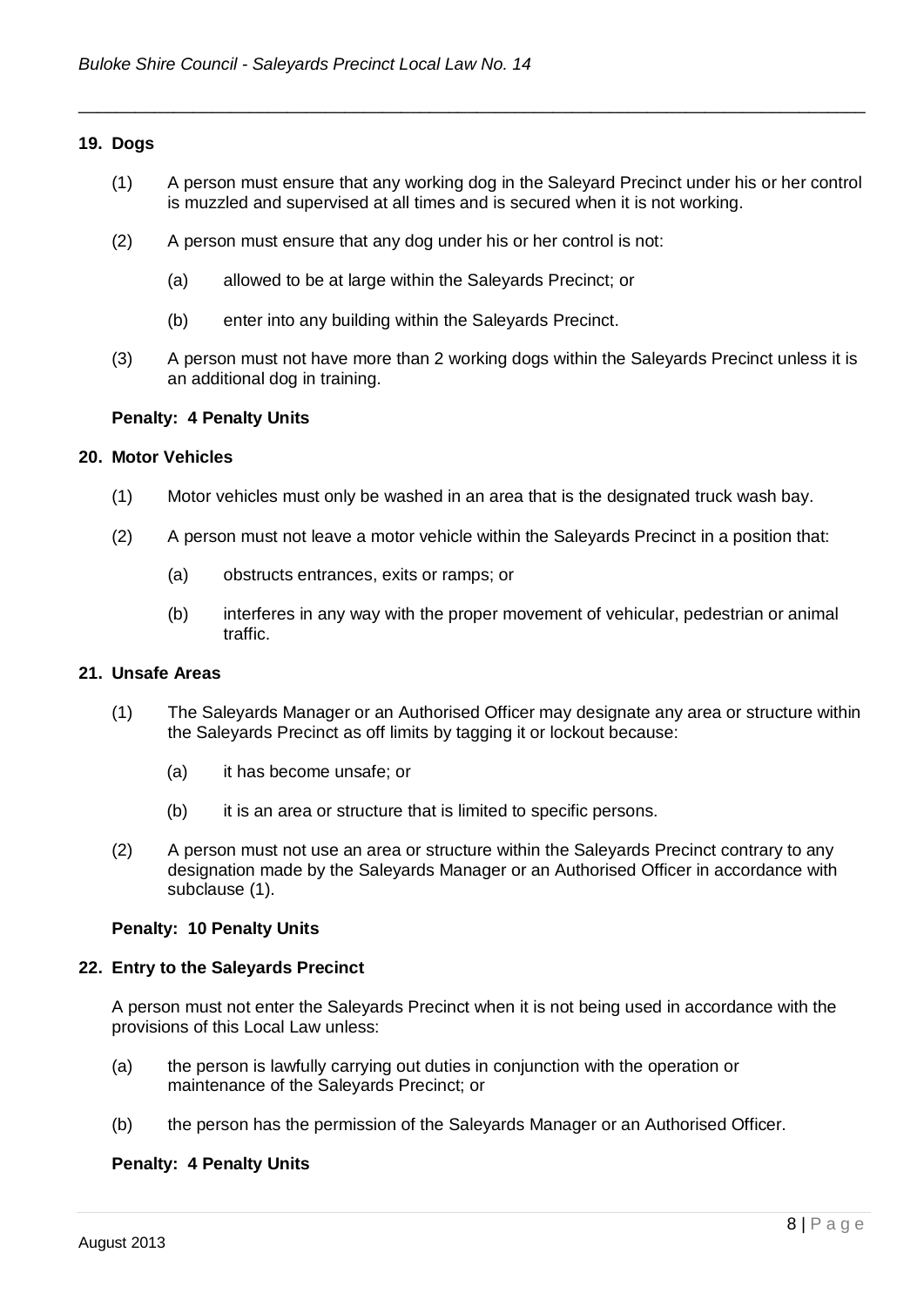## 19. Dogs

(1) A person must ensure that any working dog in the Saleyard Precinct under his or her control is muzzled and supervised at all times and is secured when it is not working.

(2) A person must ensure that any dog under his or her control is not:

(a) allowed to be at large within the Saleyards Precinct; or

(b) enter into any building within the Saleyards Precinct.

(3) A person must not have more than 2 working dogs within the Saleyards Precinct unless it is an additional dog in training.

**Penalty: 4 Penalty Units**

## 20. Motor Vehicles

(1) Motor vehicles must only be washed in an area that is the designated truck wash bay.

(2) A person must not leave a motor vehicle within the Saleyards Precinct in a position that:

(a) obstructs entrances, exits or ramps; or

(b) interferes in any way with the proper movement of vehicular, pedestrian or animal traffic.

## 21. Unsafe Areas

(1) The Saleyards Manager or an Authorised Officer may designate any area or structure within the Saleyards Precinct as off limits by tagging it or lockout because:

(a) it has become unsafe; or

(b) it is an area or structure that is limited to specific persons.

(2) A person must not use an area or structure within the Saleyards Precinct contrary to any designation made by the Saleyards Manager or an Authorised Officer in accordance with subclause (1).

**Penalty: 10 Penalty Units**

## 22. Entry to the Saleyards Precinct

A person must not enter the Saleyards Precinct when it is not being used in accordance with the provisions of this Local Law unless:

(a) the person is lawfully carrying out duties in conjunction with the operation or maintenance of the Saleyards Precinct; or

(b) the person has the permission of the Saleyards Manager or an Authorised Officer.

**Penalty: 4 Penalty Units**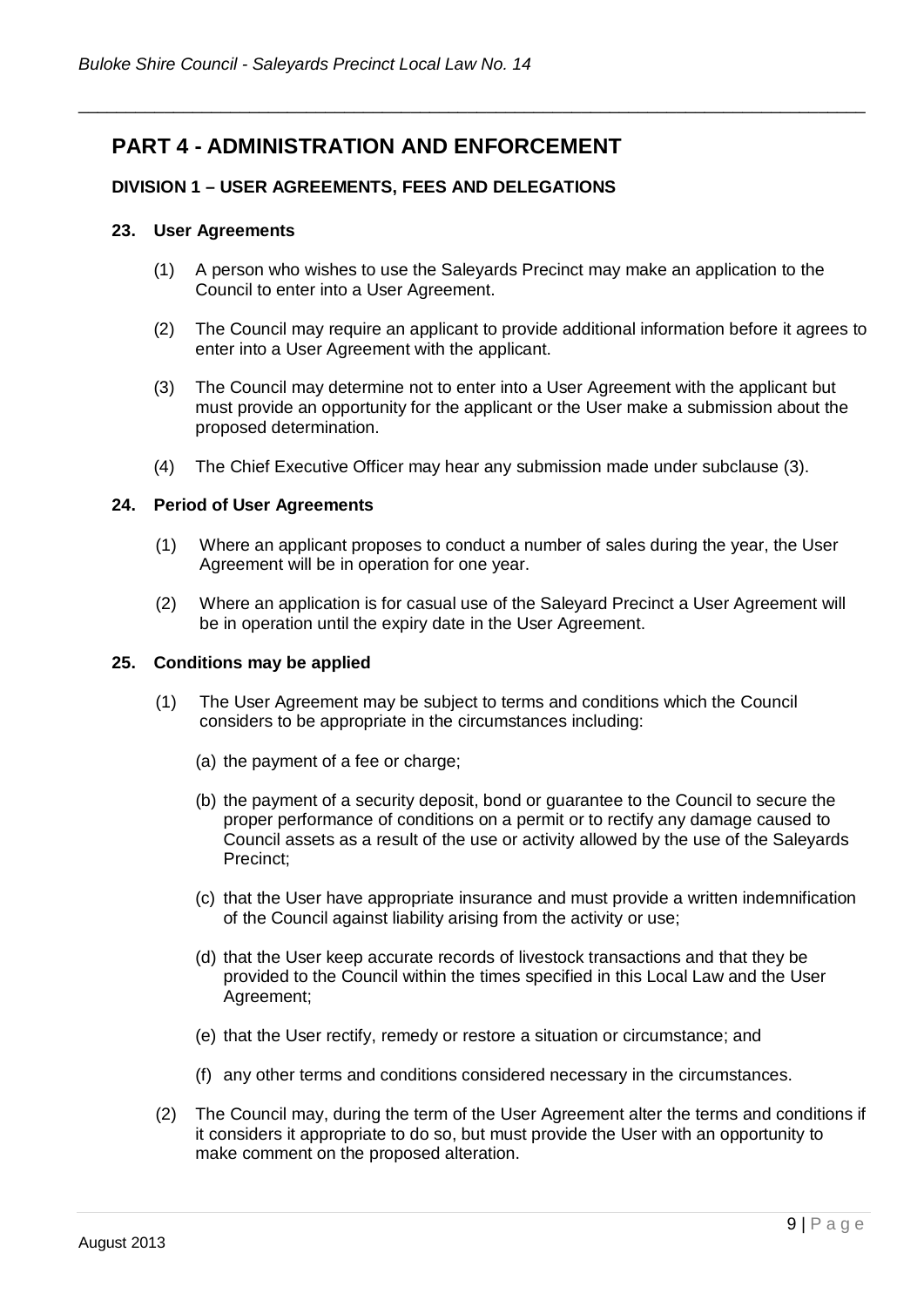# PART 4 - ADMINISTRATION AND ENFORCEMENT

### DIVISION 1 – USER AGREEMENTS, FEES AND DELEGATIONS

#### 23. User Agreements

(1) A person who wishes to use the Saleyards Precinct may make an application to the Council to enter into a User Agreement.

(2) The Council may require an applicant to provide additional information before it agrees to enter into a User Agreement with the applicant.

(3) The Council may determine not to enter into a User Agreement with the applicant but must provide an opportunity for the applicant or the User make a submission about the proposed determination.

(4) The Chief Executive Officer may hear any submission made under subclause (3).

#### 24. Period of User Agreements

(1) Where an applicant proposes to conduct a number of sales during the year, the User Agreement will be in operation for one year.

(2) Where an application is for casual use of the Saleyard Precinct a User Agreement will be in operation until the expiry date in the User Agreement.

#### 25. Conditions may be applied

(1) The User Agreement may be subject to terms and conditions which the Council considers to be appropriate in the circumstances including:

(a) the payment of a fee or charge;

(b) the payment of a security deposit, bond or guarantee to the Council to secure the proper performance of conditions on a permit or to rectify any damage caused to Council assets as a result of the use or activity allowed by the use of the Saleyards Precinct;

(c) that the User have appropriate insurance and must provide a written indemnification of the Council against liability arising from the activity or use;

(d) that the User keep accurate records of livestock transactions and that they be provided to the Council within the times specified in this Local Law and the User Agreement;

(e) that the User rectify, remedy or restore a situation or circumstance; and

(f) any other terms and conditions considered necessary in the circumstances.

(2) The Council may, during the term of the User Agreement alter the terms and conditions if it considers it appropriate to do so, but must provide the User with an opportunity to make comment on the proposed alteration.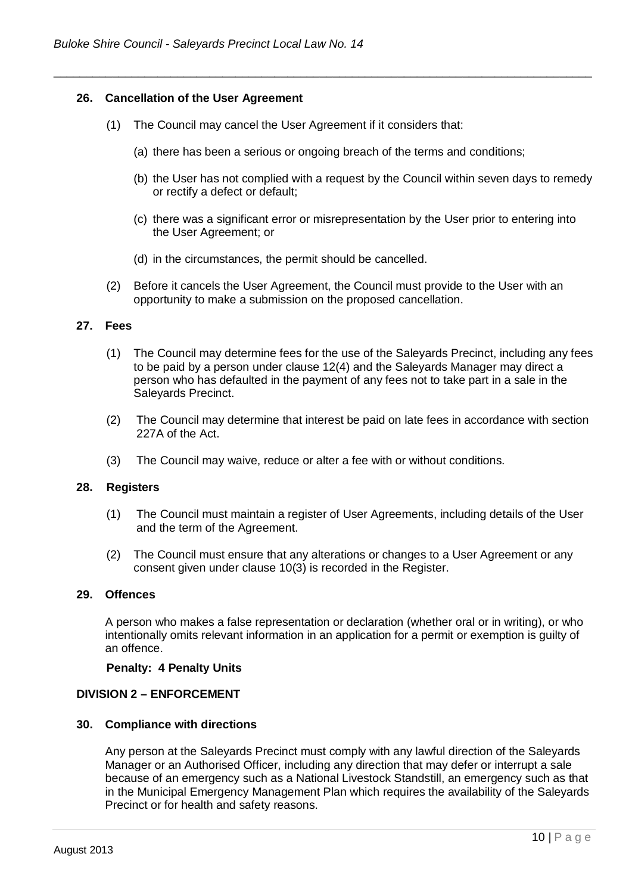### 26. Cancellation of the User Agreement

(1) The Council may cancel the User Agreement if it considers that:

(a) there has been a serious or ongoing breach of the terms and conditions;

(b) the User has not complied with a request by the Council within seven days to remedy or rectify a defect or default;

(c) there was a significant error or misrepresentation by the User prior to entering into the User Agreement; or

(d) in the circumstances, the permit should be cancelled.

(2) Before it cancels the User Agreement, the Council must provide to the User with an opportunity to make a submission on the proposed cancellation.

### 27. Fees

(1) The Council may determine fees for the use of the Saleyards Precinct, including any fees to be paid by a person under clause 12(4) and the Saleyards Manager may direct a person who has defaulted in the payment of any fees not to take part in a sale in the Saleyards Precinct.

(2) The Council may determine that interest be paid on late fees in accordance with section 227A of the Act.

(3) The Council may waive, reduce or alter a fee with or without conditions.

### 28. Registers

(1) The Council must maintain a register of User Agreements, including details of the User and the term of the Agreement.

(2) The Council must ensure that any alterations or changes to a User Agreement or any consent given under clause 10(3) is recorded in the Register.

### 29. Offences

A person who makes a false representation or declaration (whether oral or in writing), or who intentionally omits relevant information in an application for a permit or exemption is guilty of an offence.

**Penalty: 4 Penalty Units**

## DIVISION 2 – ENFORCEMENT

### 30. Compliance with directions

Any person at the Saleyards Precinct must comply with any lawful direction of the Saleyards Manager or an Authorised Officer, including any direction that may defer or interrupt a sale because of an emergency such as a National Livestock Standstill, an emergency such as that in the Municipal Emergency Management Plan which requires the availability of the Saleyards Precinct or for health and safety reasons.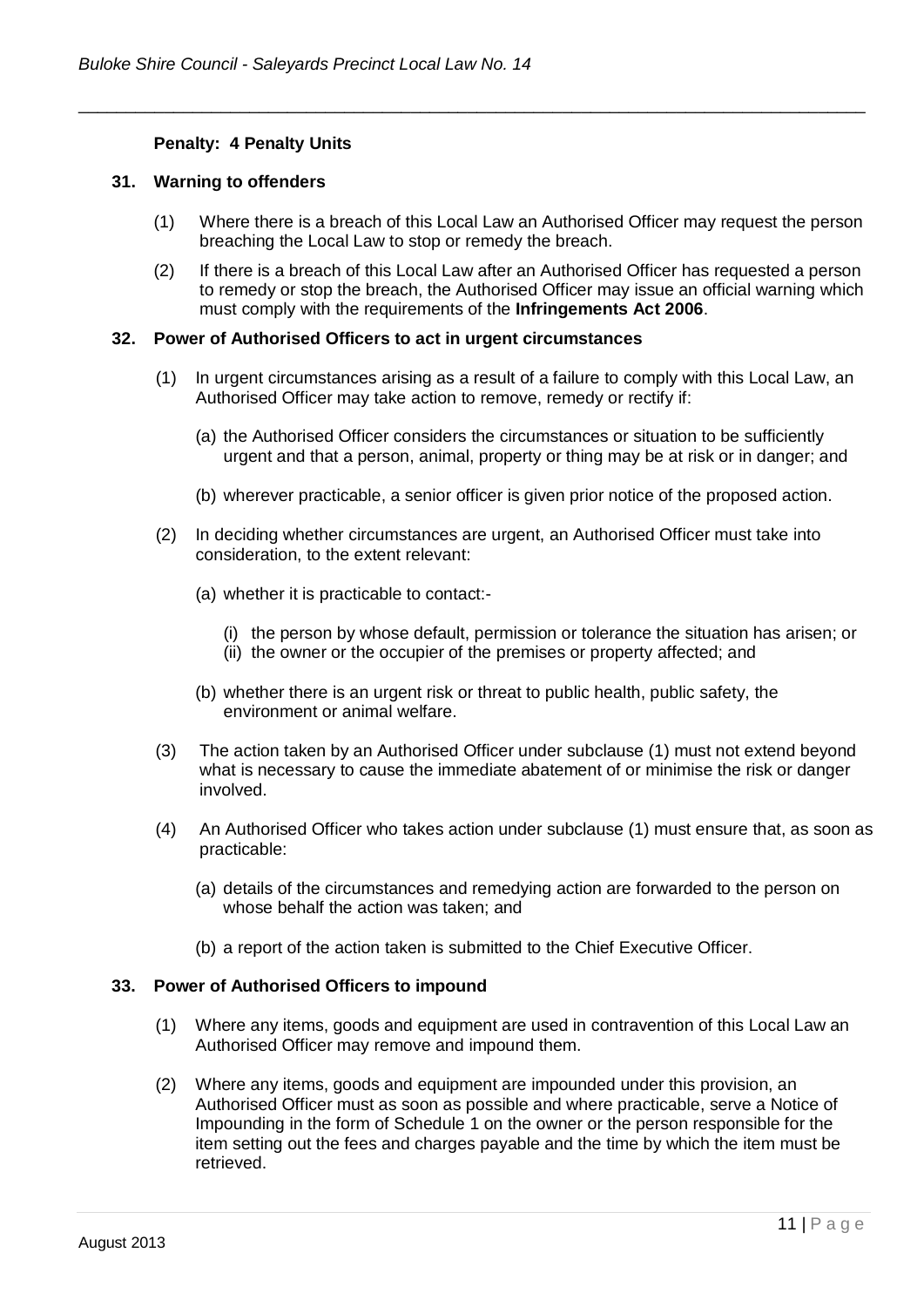**Penalty: 4 Penalty Units**

### 31. Warning to offenders

(1) Where there is a breach of this Local Law an Authorised Officer may request the person breaching the Local Law to stop or remedy the breach.

(2) If there is a breach of this Local Law after an Authorised Officer has requested a person to remedy or stop the breach, the Authorised Officer may issue an official warning which must comply with the requirements of the **Infringements Act 2006**.

### 32. Power of Authorised Officers to act in urgent circumstances

(1) In urgent circumstances arising as a result of a failure to comply with this Local Law, an Authorised Officer may take action to remove, remedy or rectify if:

(a) the Authorised Officer considers the circumstances or situation to be sufficiently urgent and that a person, animal, property or thing may be at risk or in danger; and

(b) wherever practicable, a senior officer is given prior notice of the proposed action.

(2) In deciding whether circumstances are urgent, an Authorised Officer must take into consideration, to the extent relevant:

(a) whether it is practicable to contact:-

(i) the person by whose default, permission or tolerance the situation has arisen; or
(ii) the owner or the occupier of the premises or property affected; and

(b) whether there is an urgent risk or threat to public health, public safety, the environment or animal welfare.

(3) The action taken by an Authorised Officer under subclause (1) must not extend beyond what is necessary to cause the immediate abatement of or minimise the risk or danger involved.

(4) An Authorised Officer who takes action under subclause (1) must ensure that, as soon as practicable:

(a) details of the circumstances and remedying action are forwarded to the person on whose behalf the action was taken; and

(b) a report of the action taken is submitted to the Chief Executive Officer.

### 33. Power of Authorised Officers to impound

(1) Where any items, goods and equipment are used in contravention of this Local Law an Authorised Officer may remove and impound them.

(2) Where any items, goods and equipment are impounded under this provision, an Authorised Officer must as soon as possible and where practicable, serve a Notice of Impounding in the form of Schedule 1 on the owner or the person responsible for the item setting out the fees and charges payable and the time by which the item must be retrieved.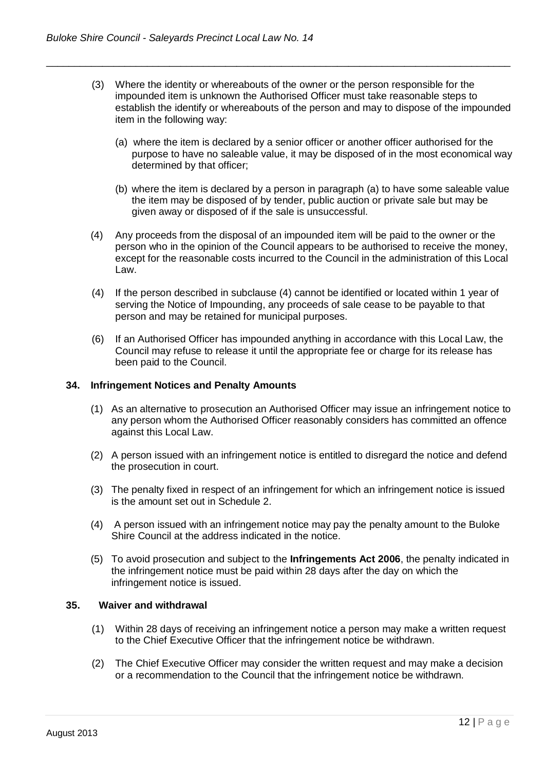(3) Where the identity or whereabouts of the owner or the person responsible for the impounded item is unknown the Authorised Officer must take reasonable steps to establish the identify or whereabouts of the person and may to dispose of the impounded item in the following way:

(a) where the item is declared by a senior officer or another officer authorised for the purpose to have no saleable value, it may be disposed of in the most economical way determined by that officer;

(b) where the item is declared by a person in paragraph (a) to have some saleable value the item may be disposed of by tender, public auction or private sale but may be given away or disposed of if the sale is unsuccessful.

(4) Any proceeds from the disposal of an impounded item will be paid to the owner or the person who in the opinion of the Council appears to be authorised to receive the money, except for the reasonable costs incurred to the Council in the administration of this Local Law.

(4) If the person described in subclause (4) cannot be identified or located within 1 year of serving the Notice of Impounding, any proceeds of sale cease to be payable to that person and may be retained for municipal purposes.

(6) If an Authorised Officer has impounded anything in accordance with this Local Law, the Council may refuse to release it until the appropriate fee or charge for its release has been paid to the Council.

**34. Infringement Notices and Penalty Amounts**

(1) As an alternative to prosecution an Authorised Officer may issue an infringement notice to any person whom the Authorised Officer reasonably considers has committed an offence against this Local Law.

(2) A person issued with an infringement notice is entitled to disregard the notice and defend the prosecution in court.

(3) The penalty fixed in respect of an infringement for which an infringement notice is issued is the amount set out in Schedule 2.

(4) A person issued with an infringement notice may pay the penalty amount to the Buloke Shire Council at the address indicated in the notice.

(5) To avoid prosecution and subject to the **Infringements Act 2006**, the penalty indicated in the infringement notice must be paid within 28 days after the day on which the infringement notice is issued.

**35. Waiver and withdrawal**

(1) Within 28 days of receiving an infringement notice a person may make a written request to the Chief Executive Officer that the infringement notice be withdrawn.

(2) The Chief Executive Officer may consider the written request and may make a decision or a recommendation to the Council that the infringement notice be withdrawn.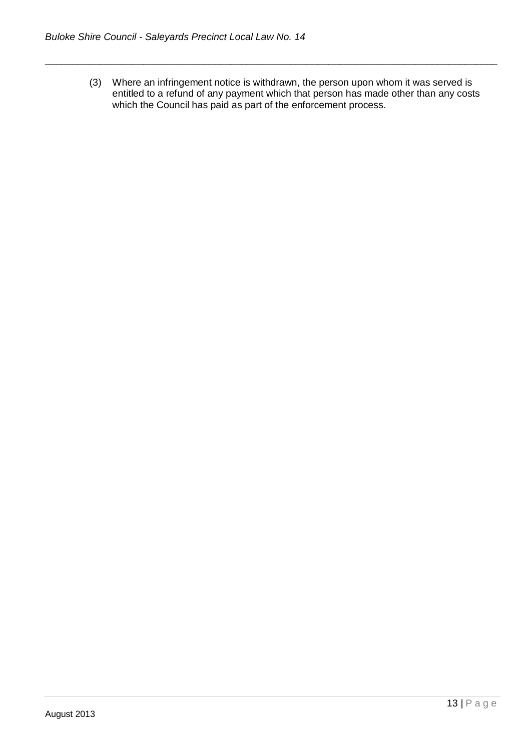(3) Where an infringement notice is withdrawn, the person upon whom it was served is entitled to a refund of any payment which that person has made other than any costs which the Council has paid as part of the enforcement process.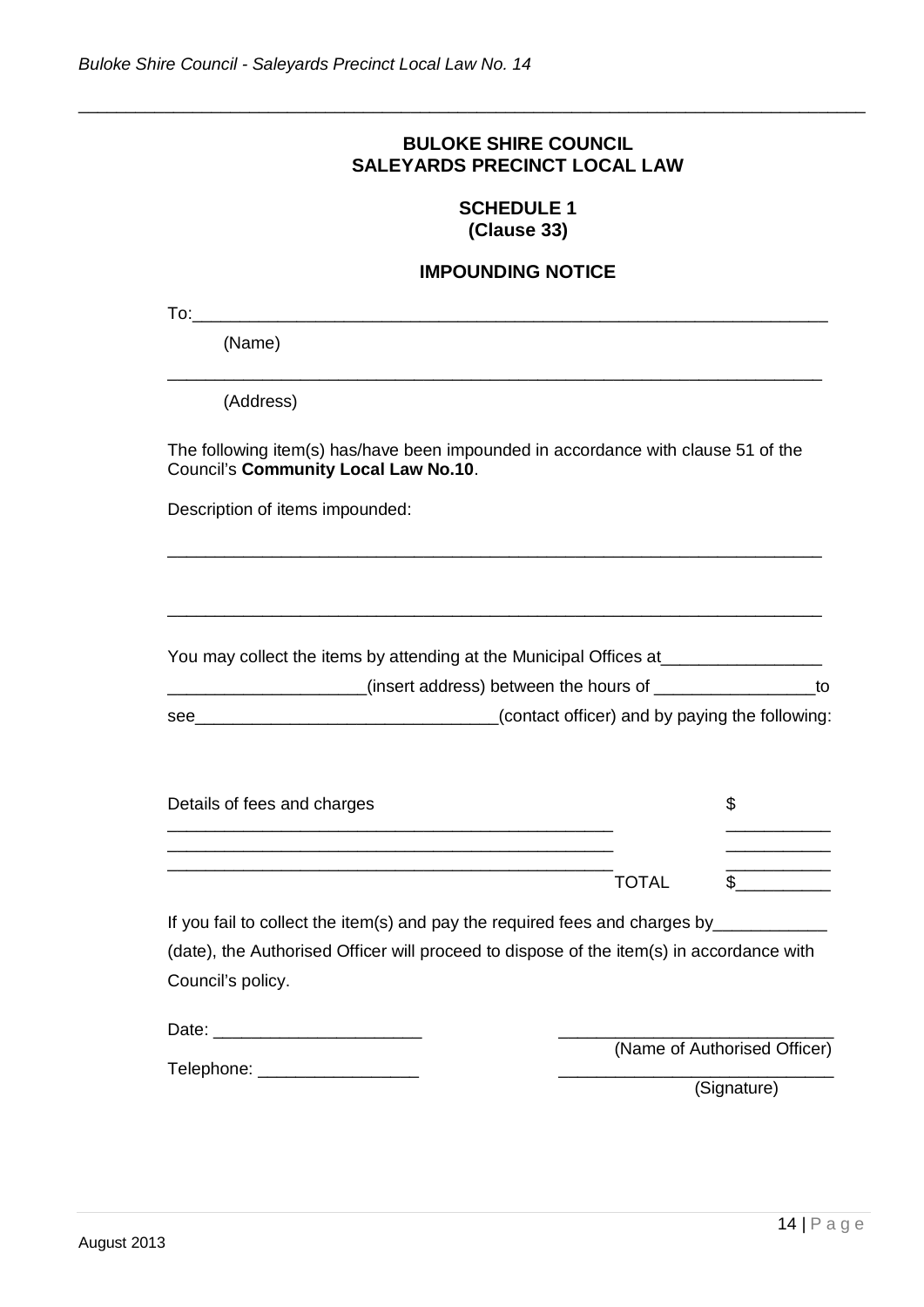**BULOKE SHIRE COUNCIL**
**SALEYARDS PRECINCT LOCAL LAW**

**SCHEDULE 1**
**(Clause 33)**

**IMPOUNDING NOTICE**

To:____________________________________________________________________

(Name)

_______________________________________________________________________

(Address)

The following item(s) has/have been impounded in accordance with clause 51 of the Council's **Community Local Law No.10**.

Description of items impounded:

_______________________________________________________________________

_______________________________________________________________________

You may collect the items by attending at the Municipal Offices at_________________ ____________________(insert address) between the hours of _________________to see________________________________(contact officer) and by paying the following:

| Details of fees and charges | | $ |
|---|---|---|
| ______________________________________________ | | __________ |
| ______________________________________________ | | __________ |
| ______________________________________________ | TOTAL | $__________ |

If you fail to collect the item(s) and pay the required fees and charges by____________ (date), the Authorised Officer will proceed to dispose of the item(s) in accordance with Council's policy.

Date: ______________________ ______________________________
(Name of Authorised Officer)

Telephone: _________________ ______________________________
(Signature)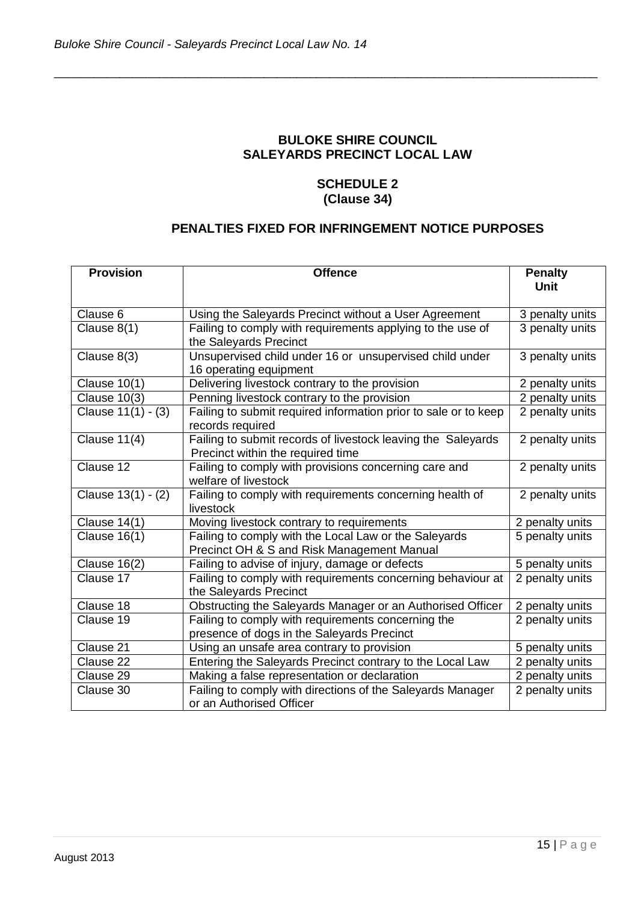**BULOKE SHIRE COUNCIL**
**SALEYARDS PRECINCT LOCAL LAW**

**SCHEDULE 2**
**(Clause 34)**

**PENALTIES FIXED FOR INFRINGEMENT NOTICE PURPOSES**

| Provision | Offence | Penalty Unit |
|---|---|---|
| Clause 6 | Using the Saleyards Precinct without a User Agreement | 3 penalty units |
| Clause 8(1) | Failing to comply with requirements applying to the use of the Saleyards Precinct | 3 penalty units |
| Clause 8(3) | Unsupervised child under 16 or unsupervised child under 16 operating equipment | 3 penalty units |
| Clause 10(1) | Delivering livestock contrary to the provision | 2 penalty units |
| Clause 10(3) | Penning livestock contrary to the provision | 2 penalty units |
| Clause 11(1) - (3) | Failing to submit required information prior to sale or to keep records required | 2 penalty units |
| Clause 11(4) | Failing to submit records of livestock leaving the Saleyards Precinct within the required time | 2 penalty units |
| Clause 12 | Failing to comply with provisions concerning care and welfare of livestock | 2 penalty units |
| Clause 13(1) - (2) | Failing to comply with requirements concerning health of livestock | 2 penalty units |
| Clause 14(1) | Moving livestock contrary to requirements | 2 penalty units |
| Clause 16(1) | Failing to comply with the Local Law or the Saleyards Precinct OH & S and Risk Management Manual | 5 penalty units |
| Clause 16(2) | Failing to advise of injury, damage or defects | 5 penalty units |
| Clause 17 | Failing to comply with requirements concerning behaviour at the Saleyards Precinct | 2 penalty units |
| Clause 18 | Obstructing the Saleyards Manager or an Authorised Officer | 2 penalty units |
| Clause 19 | Failing to comply with requirements concerning the presence of dogs in the Saleyards Precinct | 2 penalty units |
| Clause 21 | Using an unsafe area contrary to provision | 5 penalty units |
| Clause 22 | Entering the Saleyards Precinct contrary to the Local Law | 2 penalty units |
| Clause 29 | Making a false representation or declaration | 2 penalty units |
| Clause 30 | Failing to comply with directions of the Saleyards Manager or an Authorised Officer | 2 penalty units |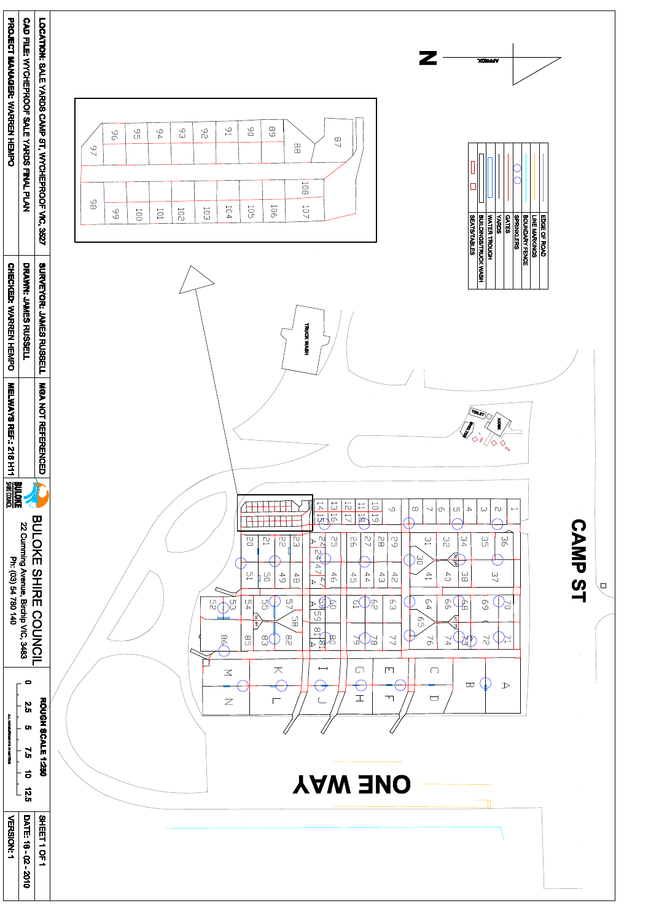**CAMP ST**

**ONE WAY**

N (APPROX.)

| | |
|---|---|
| | EDGE OF ROAD |
| | LINE MARKINGS |
| | BOUNDARY FENCE |
| | SPRINKLERS |
| | GATES |
| | YARDS |
| | WATER TROUGH |
| | BUILDINGS/TRUCK WASH |
| | SEATS/TABLES |

TRUCK WASH

TOILET

KIOSK

SHELTER

BULOKE SHIRE COUNCIL
22 Cumming Avenue, Birchip VIC, 3483
Ph: (03) 54 780 140

ROUGH SCALE 1:250

0 2.5 5 7.5 10 12.5

ALL MEASUREMENTS IN METRES

| | | | |
|---|---|---|---|
| LOCATION: SALE YARDS CAMP ST, WYCHEPROOF VIC, 3527 | SURVEYOR: JAMES RUSSELL | MGA NOT REFERENCED | SHEET 1 OF 1 |
| CAD FILE: WYCHEPROOF SALE YARDS FINAL PLAN | DRAWN: JAMES RUSSELL | | DATE: 18 - 02 - 2010 |
| PROJECT MANAGER: WARREN HEMPO | CHECKED: WARREN HEMPO | MELWAYS REF.: 216 H11 | VERSION: 1 |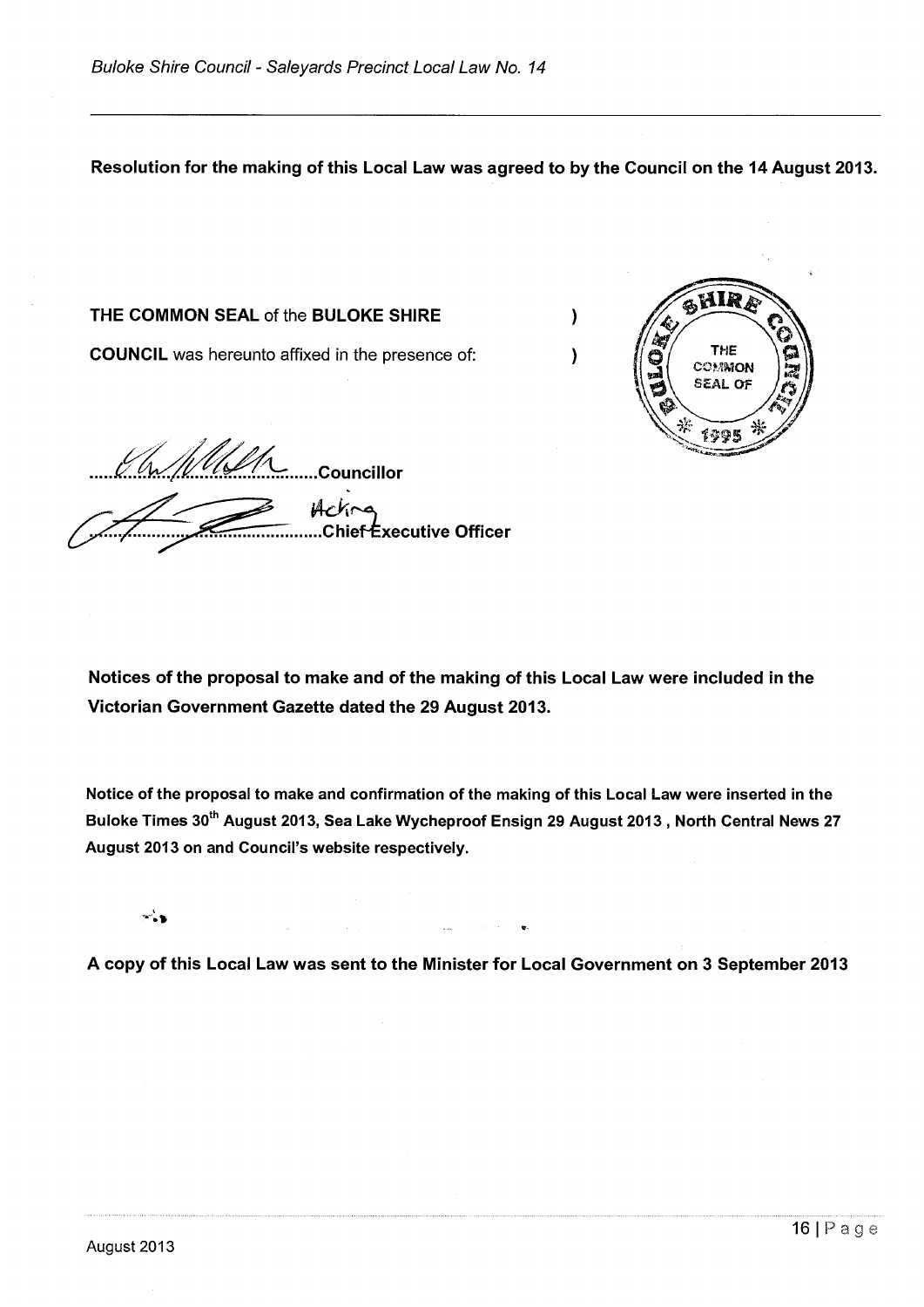**Resolution for the making of this Local Law was agreed to by the Council on the 14 August 2013.**

**THE COMMON SEAL** of the **BULOKE SHIRE COUNCIL** was hereunto affixed in the presence of: )

THE COMMON SEAL OF BULOKE SHIRE COUNCIL 1995

..........................................**Councillor**

Acting

..........................................**Chief Executive Officer**

**Notices of the proposal to make and of the making of this Local Law were included in the Victorian Government Gazette dated the 29 August 2013.**

**Notice of the proposal to make and confirmation of the making of this Local Law were inserted in the Buloke Times 30th August 2013, Sea Lake Wycheproof Ensign 29 August 2013 , North Central News 27 August 2013 on and Council's website respectively.**

**A copy of this Local Law was sent to the Minister for Local Government on 3 September 2013**